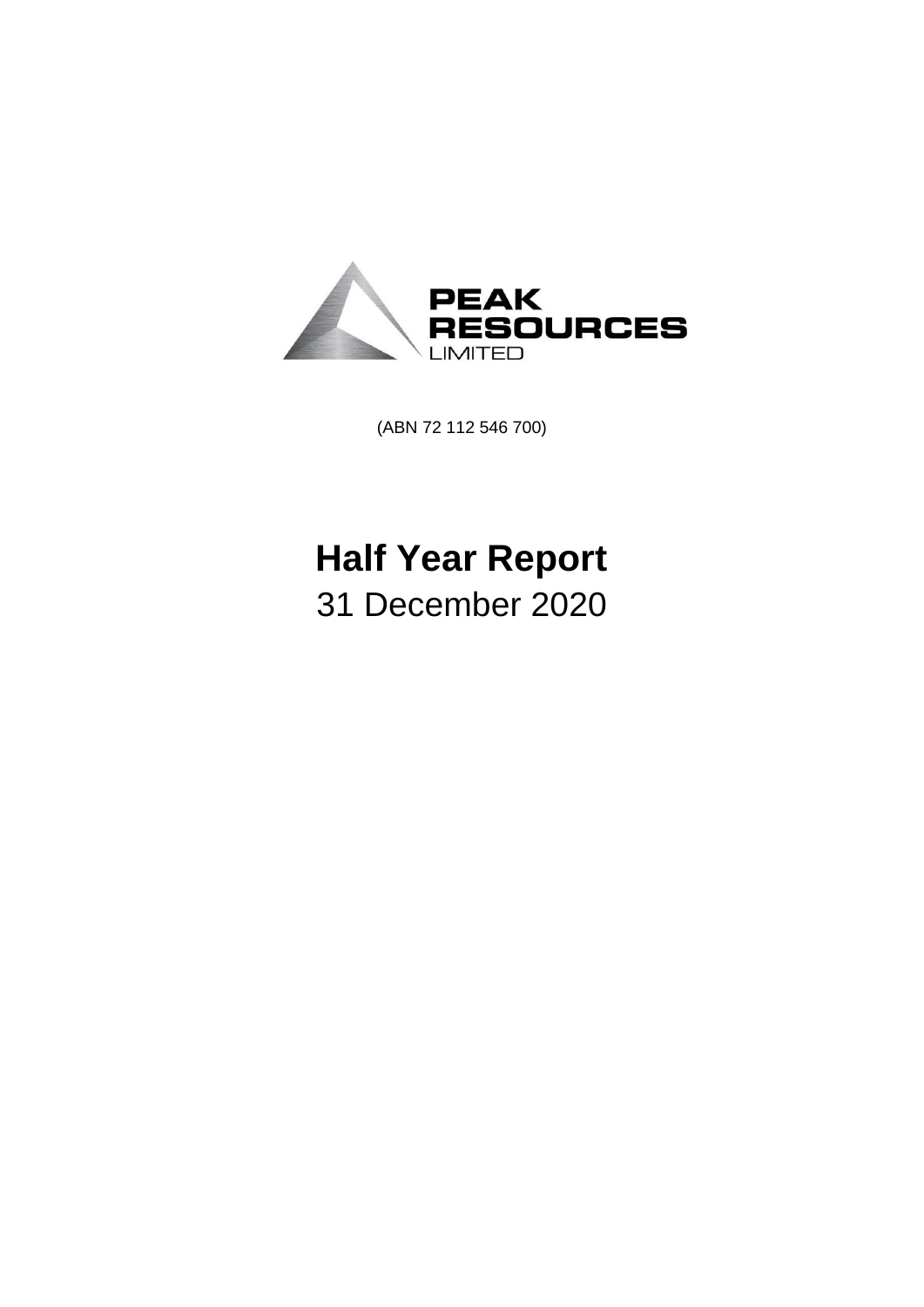PEAK
RESOURCES
LIMITED

(ABN 72 112 546 700)

# Half Year Report

31 December 2020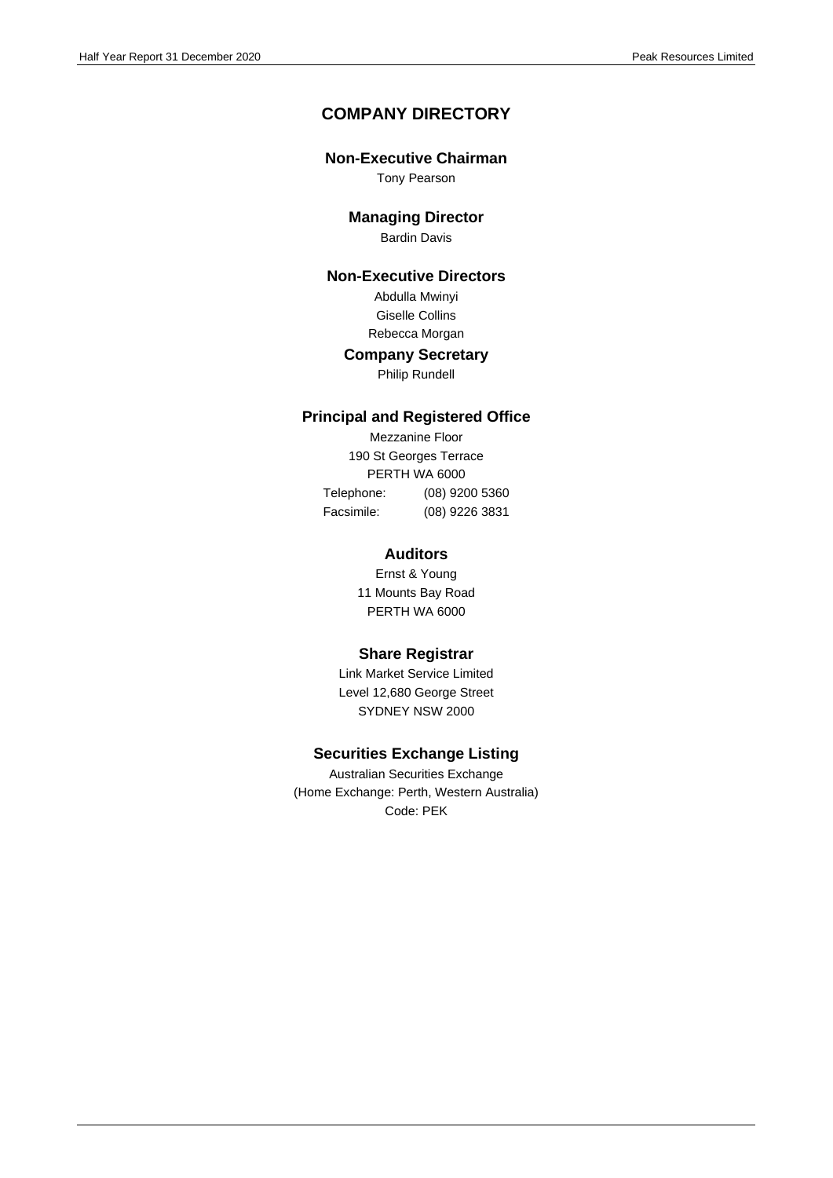# COMPANY DIRECTORY

### Non-Executive Chairman

Tony Pearson

### Managing Director

Bardin Davis

### Non-Executive Directors

Abdulla Mwinyi
Giselle Collins
Rebecca Morgan

### Company Secretary

Philip Rundell

### Principal and Registered Office

Mezzanine Floor
190 St Georges Terrace
PERTH WA 6000
Telephone: (08) 9200 5360
Facsimile: (08) 9226 3831

### Auditors

Ernst & Young
11 Mounts Bay Road
PERTH WA 6000

### Share Registrar

Link Market Service Limited
Level 12,680 George Street
SYDNEY NSW 2000

### Securities Exchange Listing

Australian Securities Exchange
(Home Exchange: Perth, Western Australia)
Code: PEK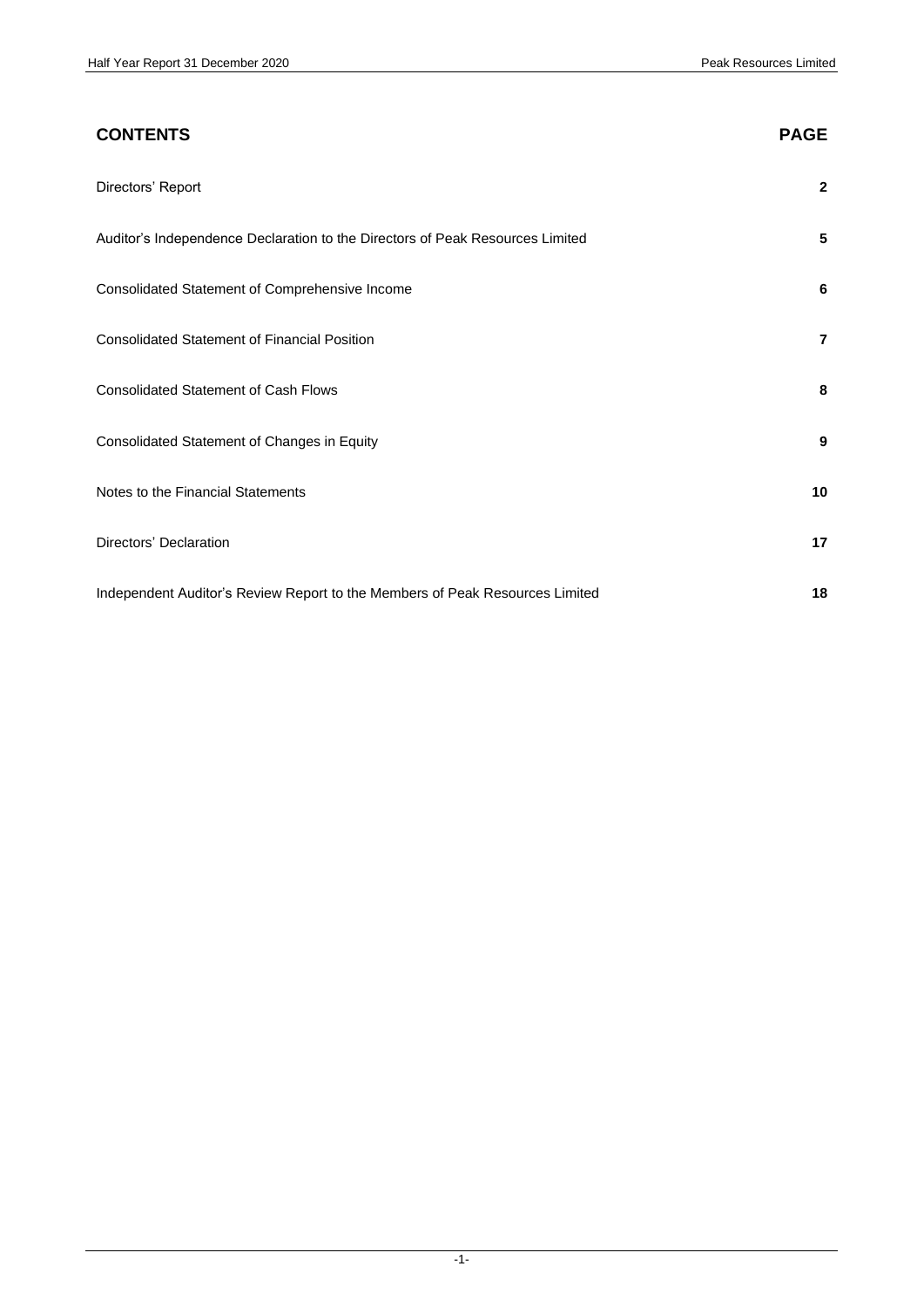| CONTENTS | PAGE |
| --- | --- |
| Directors' Report | 2 |
| Auditor's Independence Declaration to the Directors of Peak Resources Limited | 5 |
| Consolidated Statement of Comprehensive Income | 6 |
| Consolidated Statement of Financial Position | 7 |
| Consolidated Statement of Cash Flows | 8 |
| Consolidated Statement of Changes in Equity | 9 |
| Notes to the Financial Statements | 10 |
| Directors' Declaration | 17 |
| Independent Auditor's Review Report to the Members of Peak Resources Limited | 18 |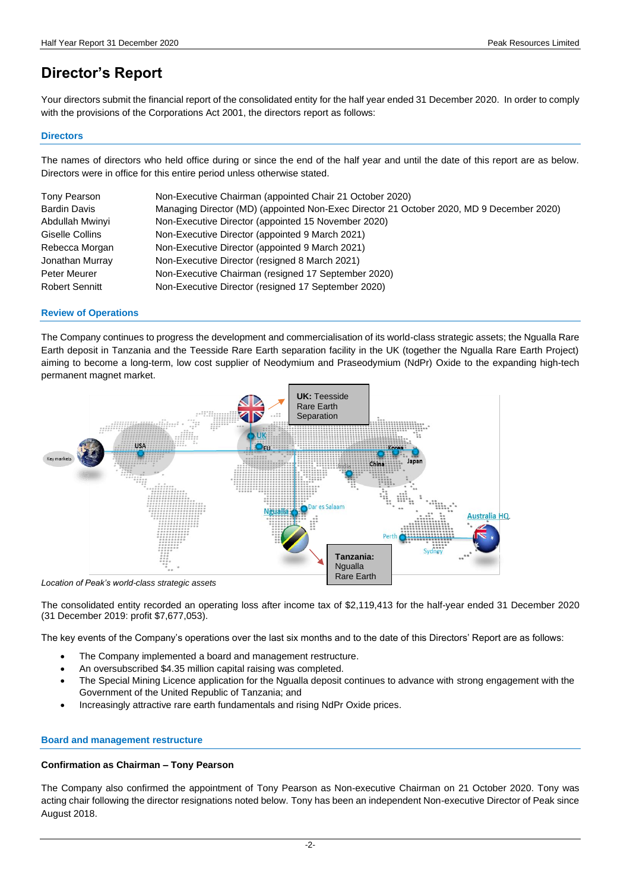# Director's Report

Your directors submit the financial report of the consolidated entity for the half year ended 31 December 2020. In order to comply with the provisions of the Corporations Act 2001, the directors report as follows:

## Directors

The names of directors who held office during or since the end of the half year and until the date of this report are as below. Directors were in office for this entire period unless otherwise stated.

| | |
|---|---|
| Tony Pearson | Non-Executive Chairman (appointed Chair 21 October 2020) |
| Bardin Davis | Managing Director (MD) (appointed Non-Exec Director 21 October 2020, MD 9 December 2020) |
| Abdullah Mwinyi | Non-Executive Director (appointed 15 November 2020) |
| Giselle Collins | Non-Executive Director (appointed 9 March 2021) |
| Rebecca Morgan | Non-Executive Director (appointed 9 March 2021) |
| Jonathan Murray | Non-Executive Director (resigned 8 March 2021) |
| Peter Meurer | Non-Executive Chairman (resigned 17 September 2020) |
| Robert Sennitt | Non-Executive Director (resigned 17 September 2020) |

## Review of Operations

The Company continues to progress the development and commercialisation of its world-class strategic assets; the Ngualla Rare Earth deposit in Tanzania and the Teesside Rare Earth separation facility in the UK (together the Ngualla Rare Earth Project) aiming to become a long-term, low cost supplier of Neodymium and Praseodymium (NdPr) Oxide to the expanding high-tech permanent magnet market.

*Location of Peak's world-class strategic assets*

The consolidated entity recorded an operating loss after income tax of $2,119,413 for the half-year ended 31 December 2020 (31 December 2019: profit $7,677,053).

The key events of the Company's operations over the last six months and to the date of this Directors' Report are as follows:

- The Company implemented a board and management restructure.
- An oversubscribed $4.35 million capital raising was completed.
- The Special Mining Licence application for the Ngualla deposit continues to advance with strong engagement with the Government of the United Republic of Tanzania; and
- Increasingly attractive rare earth fundamentals and rising NdPr Oxide prices.

## Board and management restructure

### Confirmation as Chairman – Tony Pearson

The Company also confirmed the appointment of Tony Pearson as Non-executive Chairman on 21 October 2020. Tony was acting chair following the director resignations noted below. Tony has been an independent Non-executive Director of Peak since August 2018.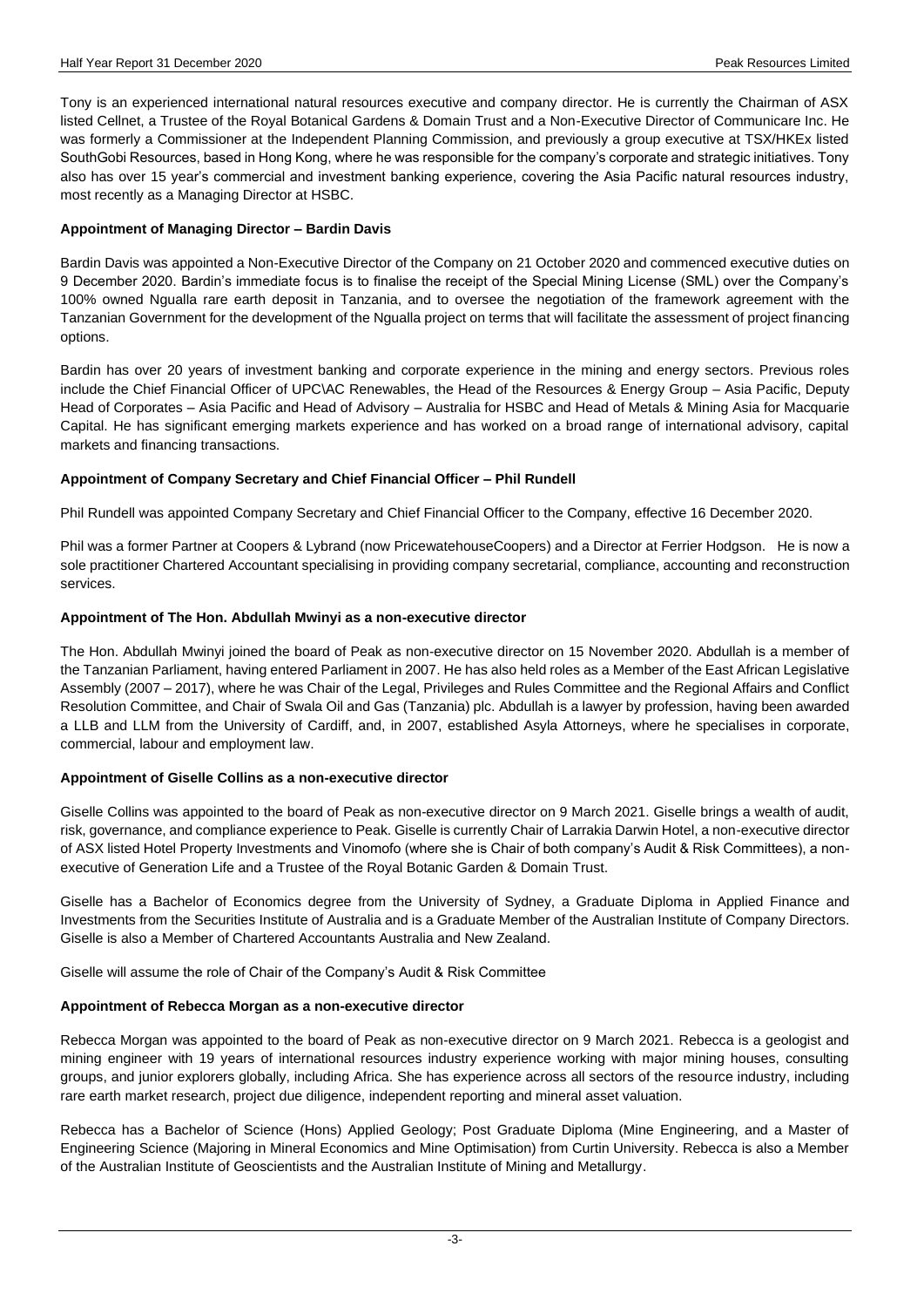Tony is an experienced international natural resources executive and company director. He is currently the Chairman of ASX listed Cellnet, a Trustee of the Royal Botanical Gardens & Domain Trust and a Non-Executive Director of Communicare Inc. He was formerly a Commissioner at the Independent Planning Commission, and previously a group executive at TSX/HKEx listed SouthGobi Resources, based in Hong Kong, where he was responsible for the company's corporate and strategic initiatives. Tony also has over 15 year's commercial and investment banking experience, covering the Asia Pacific natural resources industry, most recently as a Managing Director at HSBC.

**Appointment of Managing Director – Bardin Davis**

Bardin Davis was appointed a Non-Executive Director of the Company on 21 October 2020 and commenced executive duties on 9 December 2020. Bardin's immediate focus is to finalise the receipt of the Special Mining License (SML) over the Company's 100% owned Ngualla rare earth deposit in Tanzania, and to oversee the negotiation of the framework agreement with the Tanzanian Government for the development of the Ngualla project on terms that will facilitate the assessment of project financing options.

Bardin has over 20 years of investment banking and corporate experience in the mining and energy sectors. Previous roles include the Chief Financial Officer of UPC\AC Renewables, the Head of the Resources & Energy Group – Asia Pacific, Deputy Head of Corporates – Asia Pacific and Head of Advisory – Australia for HSBC and Head of Metals & Mining Asia for Macquarie Capital. He has significant emerging markets experience and has worked on a broad range of international advisory, capital markets and financing transactions.

**Appointment of Company Secretary and Chief Financial Officer – Phil Rundell**

Phil Rundell was appointed Company Secretary and Chief Financial Officer to the Company, effective 16 December 2020.

Phil was a former Partner at Coopers & Lybrand (now PricewatehouseCoopers) and a Director at Ferrier Hodgson. He is now a sole practitioner Chartered Accountant specialising in providing company secretarial, compliance, accounting and reconstruction services.

**Appointment of The Hon. Abdullah Mwinyi as a non-executive director**

The Hon. Abdullah Mwinyi joined the board of Peak as non-executive director on 15 November 2020. Abdullah is a member of the Tanzanian Parliament, having entered Parliament in 2007. He has also held roles as a Member of the East African Legislative Assembly (2007 – 2017), where he was Chair of the Legal, Privileges and Rules Committee and the Regional Affairs and Conflict Resolution Committee, and Chair of Swala Oil and Gas (Tanzania) plc. Abdullah is a lawyer by profession, having been awarded a LLB and LLM from the University of Cardiff, and, in 2007, established Asyla Attorneys, where he specialises in corporate, commercial, labour and employment law.

**Appointment of Giselle Collins as a non-executive director**

Giselle Collins was appointed to the board of Peak as non-executive director on 9 March 2021. Giselle brings a wealth of audit, risk, governance, and compliance experience to Peak. Giselle is currently Chair of Larrakia Darwin Hotel, a non-executive director of ASX listed Hotel Property Investments and Vinomofo (where she is Chair of both company's Audit & Risk Committees), a non-executive of Generation Life and a Trustee of the Royal Botanic Garden & Domain Trust.

Giselle has a Bachelor of Economics degree from the University of Sydney, a Graduate Diploma in Applied Finance and Investments from the Securities Institute of Australia and is a Graduate Member of the Australian Institute of Company Directors. Giselle is also a Member of Chartered Accountants Australia and New Zealand.

Giselle will assume the role of Chair of the Company's Audit & Risk Committee

**Appointment of Rebecca Morgan as a non-executive director**

Rebecca Morgan was appointed to the board of Peak as non-executive director on 9 March 2021. Rebecca is a geologist and mining engineer with 19 years of international resources industry experience working with major mining houses, consulting groups, and junior explorers globally, including Africa. She has experience across all sectors of the resource industry, including rare earth market research, project due diligence, independent reporting and mineral asset valuation.

Rebecca has a Bachelor of Science (Hons) Applied Geology; Post Graduate Diploma (Mine Engineering, and a Master of Engineering Science (Majoring in Mineral Economics and Mine Optimisation) from Curtin University. Rebecca is also a Member of the Australian Institute of Geoscientists and the Australian Institute of Mining and Metallurgy.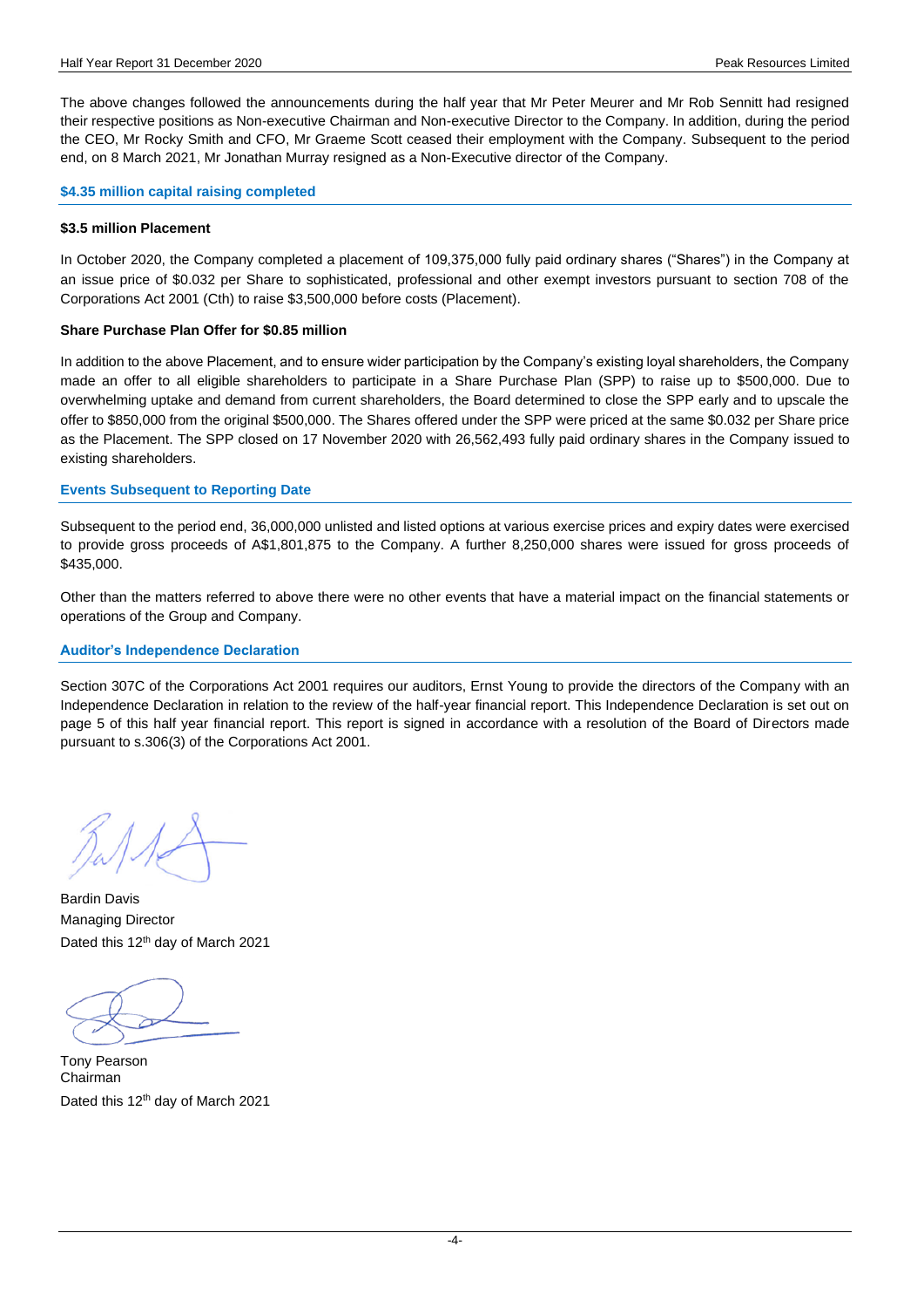The above changes followed the announcements during the half year that Mr Peter Meurer and Mr Rob Sennitt had resigned their respective positions as Non-executive Chairman and Non-executive Director to the Company. In addition, during the period the CEO, Mr Rocky Smith and CFO, Mr Graeme Scott ceased their employment with the Company. Subsequent to the period end, on 8 March 2021, Mr Jonathan Murray resigned as a Non-Executive director of the Company.

## $4.35 million capital raising completed

**$3.5 million Placement**

In October 2020, the Company completed a placement of 109,375,000 fully paid ordinary shares ("Shares") in the Company at an issue price of $0.032 per Share to sophisticated, professional and other exempt investors pursuant to section 708 of the Corporations Act 2001 (Cth) to raise $3,500,000 before costs (Placement).

**Share Purchase Plan Offer for $0.85 million**

In addition to the above Placement, and to ensure wider participation by the Company's existing loyal shareholders, the Company made an offer to all eligible shareholders to participate in a Share Purchase Plan (SPP) to raise up to $500,000. Due to overwhelming uptake and demand from current shareholders, the Board determined to close the SPP early and to upscale the offer to $850,000 from the original $500,000. The Shares offered under the SPP were priced at the same $0.032 per Share price as the Placement. The SPP closed on 17 November 2020 with 26,562,493 fully paid ordinary shares in the Company issued to existing shareholders.

## Events Subsequent to Reporting Date

Subsequent to the period end, 36,000,000 unlisted and listed options at various exercise prices and expiry dates were exercised to provide gross proceeds of A$1,801,875 to the Company. A further 8,250,000 shares were issued for gross proceeds of $435,000.

Other than the matters referred to above there were no other events that have a material impact on the financial statements or operations of the Group and Company.

## Auditor's Independence Declaration

Section 307C of the Corporations Act 2001 requires our auditors, Ernst Young to provide the directors of the Company with an Independence Declaration in relation to the review of the half-year financial report. This Independence Declaration is set out on page 5 of this half year financial report. This report is signed in accordance with a resolution of the Board of Directors made pursuant to s.306(3) of the Corporations Act 2001.

Bardin Davis
Managing Director
Dated this 12th day of March 2021

Tony Pearson
Chairman
Dated this 12th day of March 2021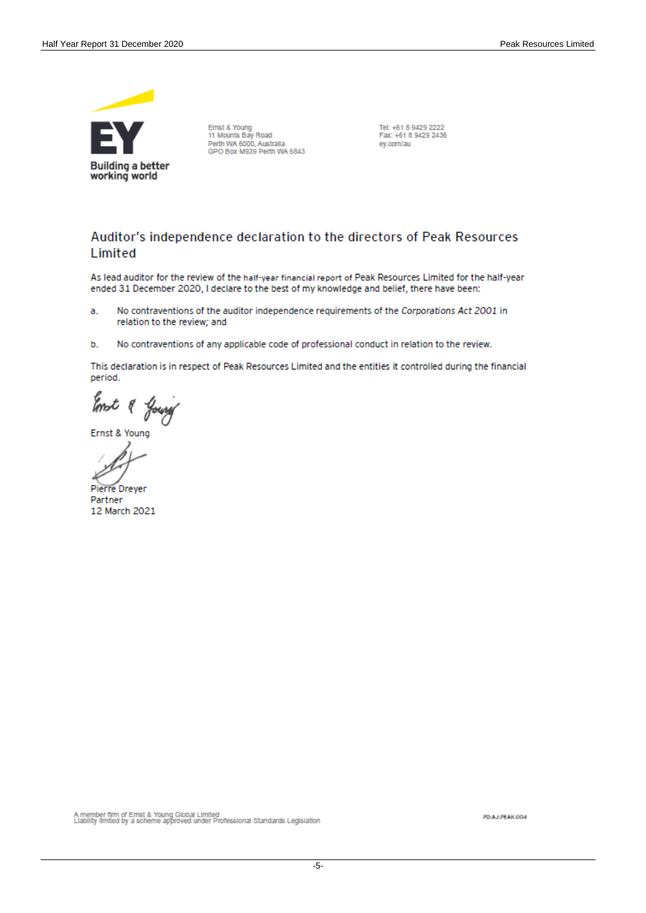Building a better working world

Ernst & Young
11 Mounts Bay Road
Perth WA 6000, Australia
GPO Box M939 Perth WA 6843

Tel: +61 8 9429 2222
Fax: +61 8 9429 2436
ey.com/au

## Auditor's independence declaration to the directors of Peak Resources Limited

As lead auditor for the review of the half-year financial report of Peak Resources Limited for the half-year ended 31 December 2020, I declare to the best of my knowledge and belief, there have been:

a. No contraventions of the auditor independence requirements of the *Corporations Act 2001* in relation to the review; and

b. No contraventions of any applicable code of professional conduct in relation to the review.

This declaration is in respect of Peak Resources Limited and the entities it controlled during the financial period.

Ernst & Young

Pierre Dreyer
Partner
12 March 2021

A member firm of Ernst & Young Global Limited
Liability limited by a scheme approved under Professional Standards Legislation

PD:AJ:PEAK:004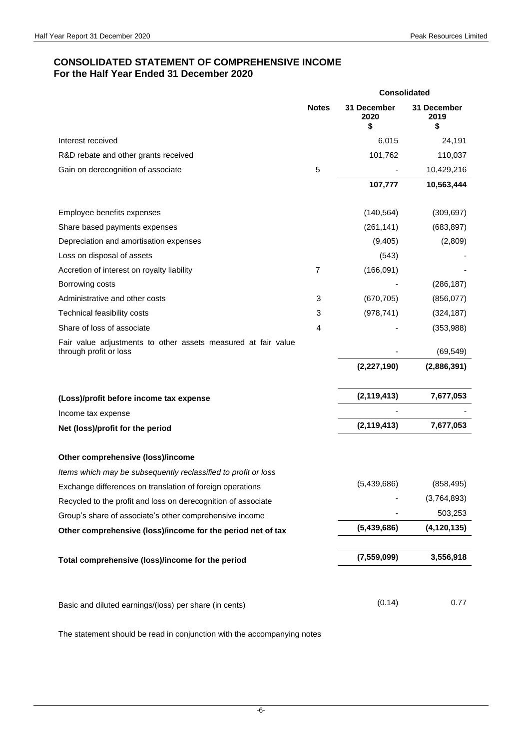## CONSOLIDATED STATEMENT OF COMPREHENSIVE INCOME
### For the Half Year Ended 31 December 2020

| | Notes | Consolidated 31 December 2020 $ | Consolidated 31 December 2019 $ |
|---|---|---|---|
| Interest received | | 6,015 | 24,191 |
| R&D rebate and other grants received | | 101,762 | 110,037 |
| Gain on derecognition of associate | 5 | - | 10,429,216 |
| | | **107,777** | **10,563,444** |
| Employee benefits expenses | | (140,564) | (309,697) |
| Share based payments expenses | | (261,141) | (683,897) |
| Depreciation and amortisation expenses | | (9,405) | (2,809) |
| Loss on disposal of assets | | (543) | - |
| Accretion of interest on royalty liability | 7 | (166,091) | - |
| Borrowing costs | | - | (286,187) |
| Administrative and other costs | 3 | (670,705) | (856,077) |
| Technical feasibility costs | 3 | (978,741) | (324,187) |
| Share of loss of associate | 4 | - | (353,988) |
| Fair value adjustments to other assets measured at fair value through profit or loss | | - | (69,549) |
| | | **(2,227,190)** | **(2,886,391)** |
| **(Loss)/profit before income tax expense** | | **(2,119,413)** | **7,677,053** |
| Income tax expense | | - | - |
| **Net (loss)/profit for the period** | | **(2,119,413)** | **7,677,053** |
| **Other comprehensive (loss)/income** | | | |
| *Items which may be subsequently reclassified to profit or loss* | | | |
| Exchange differences on translation of foreign operations | | (5,439,686) | (858,495) |
| Recycled to the profit and loss on derecognition of associate | | - | (3,764,893) |
| Group's share of associate's other comprehensive income | | - | 503,253 |
| **Other comprehensive (loss)/income for the period net of tax** | | **(5,439,686)** | **(4,120,135)** |
| **Total comprehensive (loss)/income for the period** | | **(7,559,099)** | **3,556,918** |
| Basic and diluted earnings/(loss) per share (in cents) | | (0.14) | 0.77 |

The statement should be read in conjunction with the accompanying notes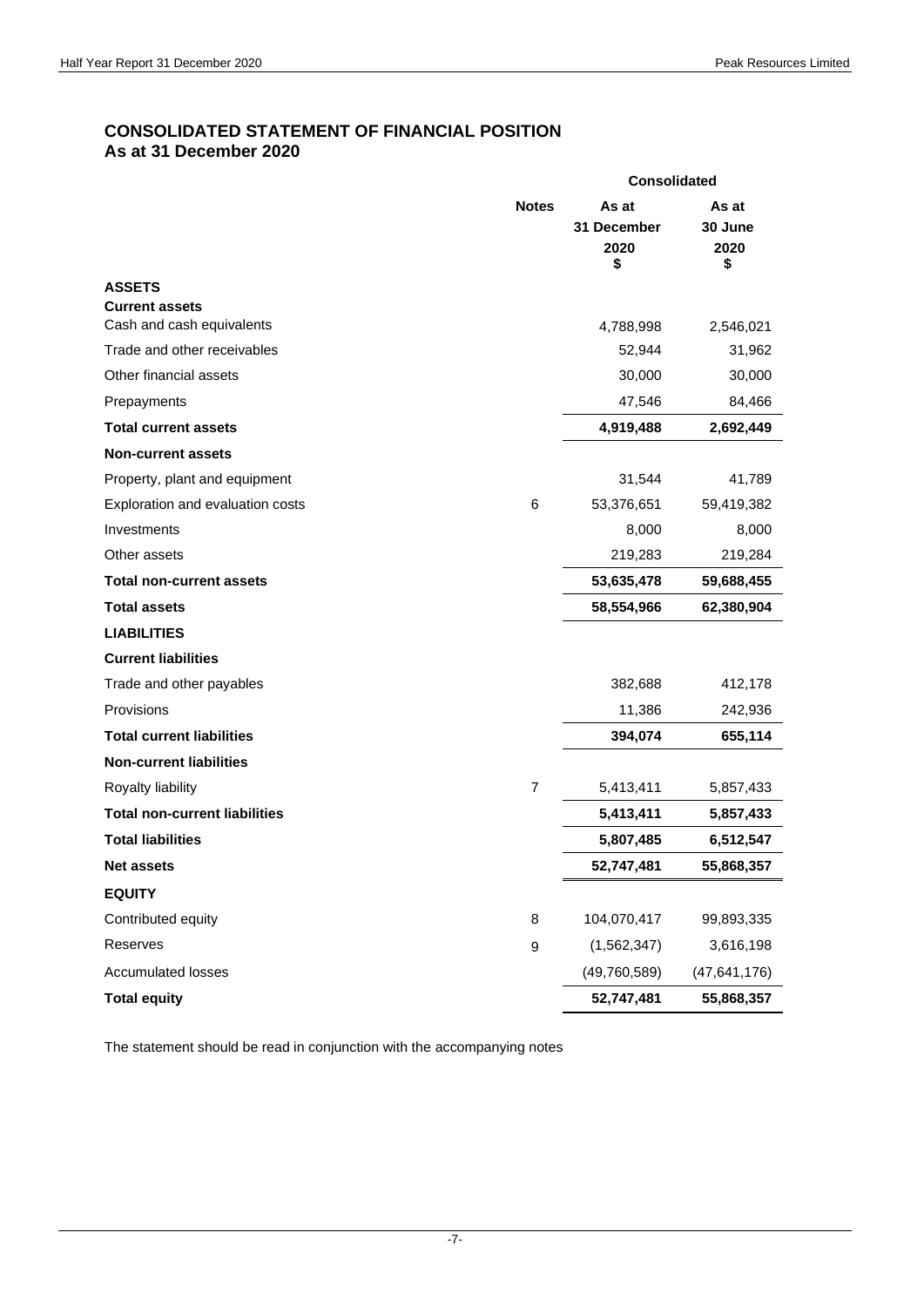## CONSOLIDATED STATEMENT OF FINANCIAL POSITION

**As at 31 December 2020**

| | Notes | Consolidated | |
|---|---|---|---|
| | | **As at 31 December 2020 $** | **As at 30 June 2020 $** |
| **ASSETS** | | | |
| **Current assets** | | | |
| Cash and cash equivalents | | 4,788,998 | 2,546,021 |
| Trade and other receivables | | 52,944 | 31,962 |
| Other financial assets | | 30,000 | 30,000 |
| Prepayments | | 47,546 | 84,466 |
| **Total current assets** | | **4,919,488** | **2,692,449** |
| **Non-current assets** | | | |
| Property, plant and equipment | | 31,544 | 41,789 |
| Exploration and evaluation costs | 6 | 53,376,651 | 59,419,382 |
| Investments | | 8,000 | 8,000 |
| Other assets | | 219,283 | 219,284 |
| **Total non-current assets** | | **53,635,478** | **59,688,455** |
| **Total assets** | | **58,554,966** | **62,380,904** |
| **LIABILITIES** | | | |
| **Current liabilities** | | | |
| Trade and other payables | | 382,688 | 412,178 |
| Provisions | | 11,386 | 242,936 |
| **Total current liabilities** | | **394,074** | **655,114** |
| **Non-current liabilities** | | | |
| Royalty liability | 7 | 5,413,411 | 5,857,433 |
| **Total non-current liabilities** | | **5,413,411** | **5,857,433** |
| **Total liabilities** | | **5,807,485** | **6,512,547** |
| **Net assets** | | **52,747,481** | **55,868,357** |
| **EQUITY** | | | |
| Contributed equity | 8 | 104,070,417 | 99,893,335 |
| Reserves | 9 | (1,562,347) | 3,616,198 |
| Accumulated losses | | (49,760,589) | (47,641,176) |
| **Total equity** | | **52,747,481** | **55,868,357** |

The statement should be read in conjunction with the accompanying notes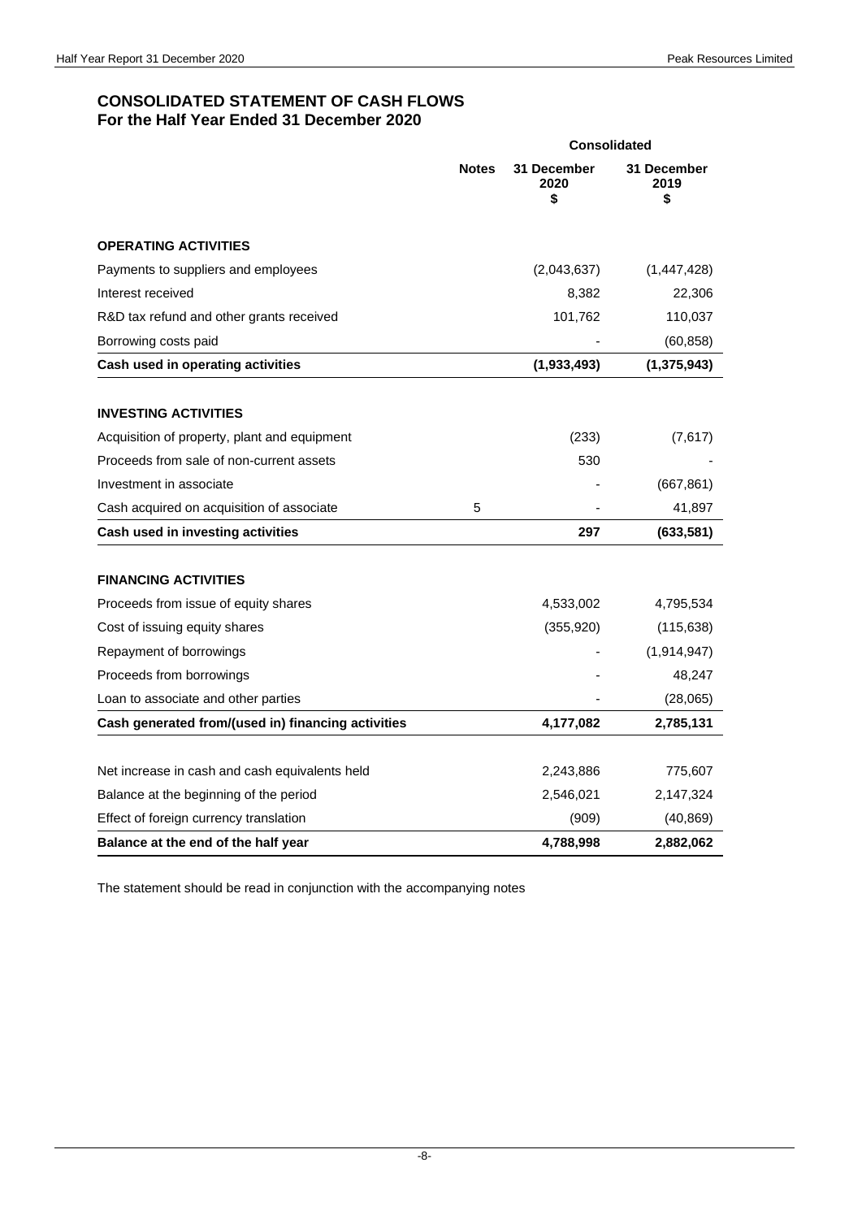# CONSOLIDATED STATEMENT OF CASH FLOWS
## For the Half Year Ended 31 December 2020

| | Notes | Consolidated 31 December 2020 $ | 31 December 2019 $ |
|---|---|---|---|
| **OPERATING ACTIVITIES** | | | |
| Payments to suppliers and employees | | (2,043,637) | (1,447,428) |
| Interest received | | 8,382 | 22,306 |
| R&D tax refund and other grants received | | 101,762 | 110,037 |
| Borrowing costs paid | | - | (60,858) |
| **Cash used in operating activities** | | **(1,933,493)** | **(1,375,943)** |
| **INVESTING ACTIVITIES** | | | |
| Acquisition of property, plant and equipment | | (233) | (7,617) |
| Proceeds from sale of non-current assets | | 530 | - |
| Investment in associate | | - | (667,861) |
| Cash acquired on acquisition of associate | 5 | - | 41,897 |
| **Cash used in investing activities** | | **297** | **(633,581)** |
| **FINANCING ACTIVITIES** | | | |
| Proceeds from issue of equity shares | | 4,533,002 | 4,795,534 |
| Cost of issuing equity shares | | (355,920) | (115,638) |
| Repayment of borrowings | | - | (1,914,947) |
| Proceeds from borrowings | | - | 48,247 |
| Loan to associate and other parties | | - | (28,065) |
| **Cash generated from/(used in) financing activities** | | **4,177,082** | **2,785,131** |
| Net increase in cash and cash equivalents held | | 2,243,886 | 775,607 |
| Balance at the beginning of the period | | 2,546,021 | 2,147,324 |
| Effect of foreign currency translation | | (909) | (40,869) |
| **Balance at the end of the half year** | | **4,788,998** | **2,882,062** |

The statement should be read in conjunction with the accompanying notes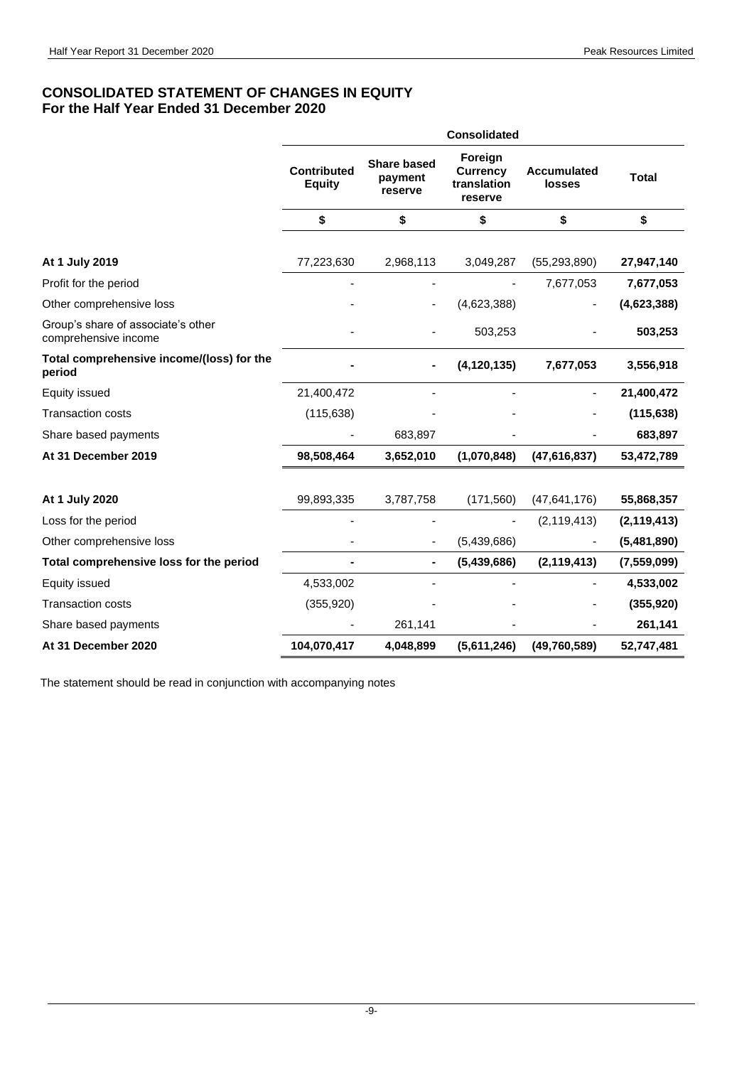# CONSOLIDATED STATEMENT OF CHANGES IN EQUITY
## For the Half Year Ended 31 December 2020

| | Consolidated | | | | |
|---|---|---|---|---|---|
| | **Contributed Equity** | **Share based payment reserve** | **Foreign Currency translation reserve** | **Accumulated losses** | **Total** |
| | **$** | **$** | **$** | **$** | **$** |
| **At 1 July 2019** | 77,223,630 | 2,968,113 | 3,049,287 | (55,293,890) | **27,947,140** |
| Profit for the period | - | - | - | 7,677,053 | **7,677,053** |
| Other comprehensive loss | - | - | (4,623,388) | - | **(4,623,388)** |
| Group's share of associate's other comprehensive income | - | - | 503,253 | - | **503,253** |
| **Total comprehensive income/(loss) for the period** | **-** | **-** | **(4,120,135)** | **7,677,053** | **3,556,918** |
| Equity issued | 21,400,472 | - | - | - | **21,400,472** |
| Transaction costs | (115,638) | - | - | - | **(115,638)** |
| Share based payments | - | 683,897 | - | - | **683,897** |
| **At 31 December 2019** | **98,508,464** | **3,652,010** | **(1,070,848)** | **(47,616,837)** | **53,472,789** |
| | | | | | |
| **At 1 July 2020** | 99,893,335 | 3,787,758 | (171,560) | (47,641,176) | **55,868,357** |
| Loss for the period | - | - | - | (2,119,413) | **(2,119,413)** |
| Other comprehensive loss | - | - | (5,439,686) | - | **(5,481,890)** |
| **Total comprehensive loss for the period** | **-** | **-** | **(5,439,686)** | **(2,119,413)** | **(7,559,099)** |
| Equity issued | 4,533,002 | - | - | - | **4,533,002** |
| Transaction costs | (355,920) | - | - | - | **(355,920)** |
| Share based payments | - | 261,141 | - | - | **261,141** |
| **At 31 December 2020** | **104,070,417** | **4,048,899** | **(5,611,246)** | **(49,760,589)** | **52,747,481** |

The statement should be read in conjunction with accompanying notes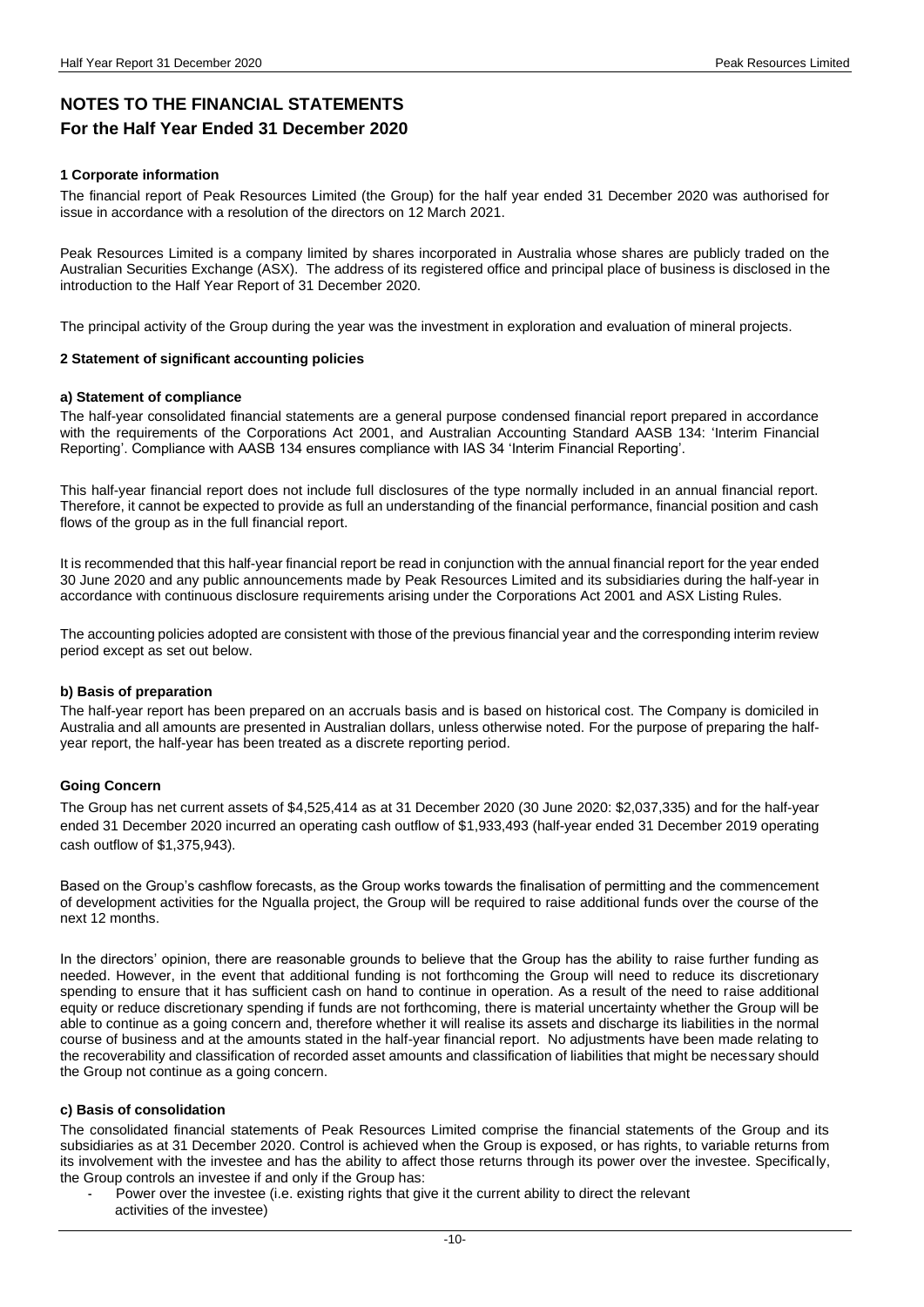# NOTES TO THE FINANCIAL STATEMENTS

## For the Half Year Ended 31 December 2020

### 1 Corporate information

The financial report of Peak Resources Limited (the Group) for the half year ended 31 December 2020 was authorised for issue in accordance with a resolution of the directors on 12 March 2021.

Peak Resources Limited is a company limited by shares incorporated in Australia whose shares are publicly traded on the Australian Securities Exchange (ASX). The address of its registered office and principal place of business is disclosed in the introduction to the Half Year Report of 31 December 2020.

The principal activity of the Group during the year was the investment in exploration and evaluation of mineral projects.

### 2 Statement of significant accounting policies

#### a) Statement of compliance

The half-year consolidated financial statements are a general purpose condensed financial report prepared in accordance with the requirements of the Corporations Act 2001, and Australian Accounting Standard AASB 134: 'Interim Financial Reporting'. Compliance with AASB 134 ensures compliance with IAS 34 'Interim Financial Reporting'.

This half-year financial report does not include full disclosures of the type normally included in an annual financial report. Therefore, it cannot be expected to provide as full an understanding of the financial performance, financial position and cash flows of the group as in the full financial report.

It is recommended that this half-year financial report be read in conjunction with the annual financial report for the year ended 30 June 2020 and any public announcements made by Peak Resources Limited and its subsidiaries during the half-year in accordance with continuous disclosure requirements arising under the Corporations Act 2001 and ASX Listing Rules.

The accounting policies adopted are consistent with those of the previous financial year and the corresponding interim review period except as set out below.

#### b) Basis of preparation

The half-year report has been prepared on an accruals basis and is based on historical cost. The Company is domiciled in Australia and all amounts are presented in Australian dollars, unless otherwise noted. For the purpose of preparing the half-year report, the half-year has been treated as a discrete reporting period.

#### Going Concern

The Group has net current assets of $4,525,414 as at 31 December 2020 (30 June 2020: $2,037,335) and for the half-year ended 31 December 2020 incurred an operating cash outflow of $1,933,493 (half-year ended 31 December 2019 operating cash outflow of $1,375,943).

Based on the Group's cashflow forecasts, as the Group works towards the finalisation of permitting and the commencement of development activities for the Ngualla project, the Group will be required to raise additional funds over the course of the next 12 months.

In the directors' opinion, there are reasonable grounds to believe that the Group has the ability to raise further funding as needed. However, in the event that additional funding is not forthcoming the Group will need to reduce its discretionary spending to ensure that it has sufficient cash on hand to continue in operation. As a result of the need to raise additional equity or reduce discretionary spending if funds are not forthcoming, there is material uncertainty whether the Group will be able to continue as a going concern and, therefore whether it will realise its assets and discharge its liabilities in the normal course of business and at the amounts stated in the half-year financial report. No adjustments have been made relating to the recoverability and classification of recorded asset amounts and classification of liabilities that might be necessary should the Group not continue as a going concern.

#### c) Basis of consolidation

The consolidated financial statements of Peak Resources Limited comprise the financial statements of the Group and its subsidiaries as at 31 December 2020. Control is achieved when the Group is exposed, or has rights, to variable returns from its involvement with the investee and has the ability to affect those returns through its power over the investee. Specifically, the Group controls an investee if and only if the Group has:

- Power over the investee (i.e. existing rights that give it the current ability to direct the relevant activities of the investee)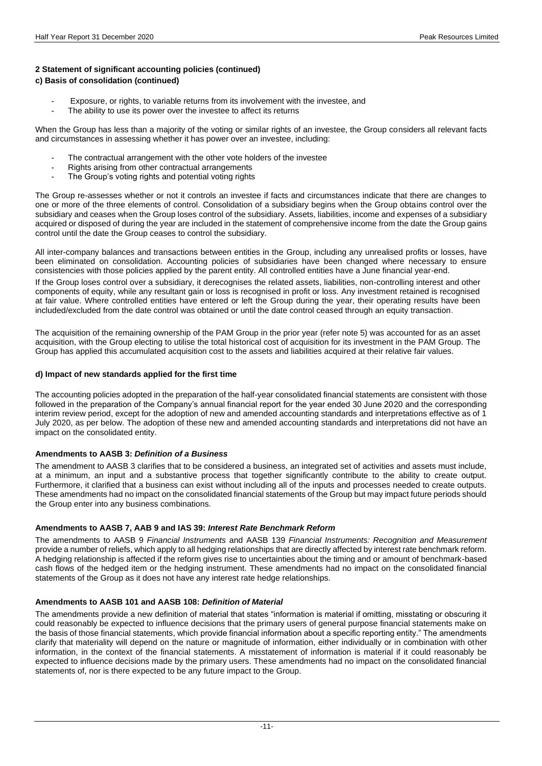## 2 Statement of significant accounting policies (continued)

### c) Basis of consolidation (continued)

- Exposure, or rights, to variable returns from its involvement with the investee, and
- The ability to use its power over the investee to affect its returns

When the Group has less than a majority of the voting or similar rights of an investee, the Group considers all relevant facts and circumstances in assessing whether it has power over an investee, including:

- The contractual arrangement with the other vote holders of the investee
- Rights arising from other contractual arrangements
- The Group's voting rights and potential voting rights

The Group re-assesses whether or not it controls an investee if facts and circumstances indicate that there are changes to one or more of the three elements of control. Consolidation of a subsidiary begins when the Group obtains control over the subsidiary and ceases when the Group loses control of the subsidiary. Assets, liabilities, income and expenses of a subsidiary acquired or disposed of during the year are included in the statement of comprehensive income from the date the Group gains control until the date the Group ceases to control the subsidiary.

All inter-company balances and transactions between entities in the Group, including any unrealised profits or losses, have been eliminated on consolidation. Accounting policies of subsidiaries have been changed where necessary to ensure consistencies with those policies applied by the parent entity. All controlled entities have a June financial year-end.

If the Group loses control over a subsidiary, it derecognises the related assets, liabilities, non-controlling interest and other components of equity, while any resultant gain or loss is recognised in profit or loss. Any investment retained is recognised at fair value. Where controlled entities have entered or left the Group during the year, their operating results have been included/excluded from the date control was obtained or until the date control ceased through an equity transaction.

The acquisition of the remaining ownership of the PAM Group in the prior year (refer note 5) was accounted for as an asset acquisition, with the Group electing to utilise the total historical cost of acquisition for its investment in the PAM Group. The Group has applied this accumulated acquisition cost to the assets and liabilities acquired at their relative fair values.

### d) Impact of new standards applied for the first time

The accounting policies adopted in the preparation of the half-year consolidated financial statements are consistent with those followed in the preparation of the Company's annual financial report for the year ended 30 June 2020 and the corresponding interim review period, except for the adoption of new and amended accounting standards and interpretations effective as of 1 July 2020, as per below. The adoption of these new and amended accounting standards and interpretations did not have an impact on the consolidated entity.

**Amendments to AASB 3: *Definition of a Business***

The amendment to AASB 3 clarifies that to be considered a business, an integrated set of activities and assets must include, at a minimum, an input and a substantive process that together significantly contribute to the ability to create output. Furthermore, it clarified that a business can exist without including all of the inputs and processes needed to create outputs. These amendments had no impact on the consolidated financial statements of the Group but may impact future periods should the Group enter into any business combinations.

**Amendments to AASB 7, AAB 9 and IAS 39: *Interest Rate Benchmark Reform***

The amendments to AASB 9 *Financial Instruments* and AASB 139 *Financial Instruments: Recognition and Measurement* provide a number of reliefs, which apply to all hedging relationships that are directly affected by interest rate benchmark reform. A hedging relationship is affected if the reform gives rise to uncertainties about the timing and or amount of benchmark-based cash flows of the hedged item or the hedging instrument. These amendments had no impact on the consolidated financial statements of the Group as it does not have any interest rate hedge relationships.

**Amendments to AASB 101 and AASB 108: *Definition of Material***

The amendments provide a new definition of material that states "information is material if omitting, misstating or obscuring it could reasonably be expected to influence decisions that the primary users of general purpose financial statements make on the basis of those financial statements, which provide financial information about a specific reporting entity." The amendments clarify that materiality will depend on the nature or magnitude of information, either individually or in combination with other information, in the context of the financial statements. A misstatement of information is material if it could reasonably be expected to influence decisions made by the primary users. These amendments had no impact on the consolidated financial statements of, nor is there expected to be any future impact to the Group.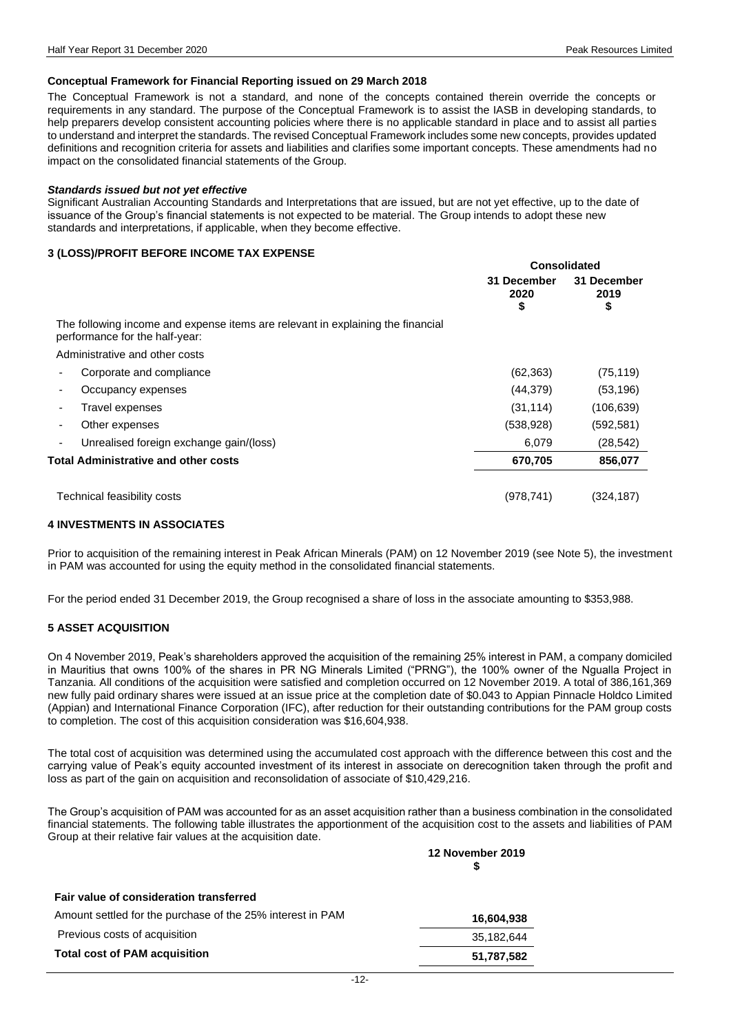**Conceptual Framework for Financial Reporting issued on 29 March 2018**

The Conceptual Framework is not a standard, and none of the concepts contained therein override the concepts or requirements in any standard. The purpose of the Conceptual Framework is to assist the IASB in developing standards, to help preparers develop consistent accounting policies where there is no applicable standard in place and to assist all parties to understand and interpret the standards. The revised Conceptual Framework includes some new concepts, provides updated definitions and recognition criteria for assets and liabilities and clarifies some important concepts. These amendments had no impact on the consolidated financial statements of the Group.

***Standards issued but not yet effective***

Significant Australian Accounting Standards and Interpretations that are issued, but are not yet effective, up to the date of issuance of the Group's financial statements is not expected to be material. The Group intends to adopt these new standards and interpretations, if applicable, when they become effective.

## 3 (LOSS)/PROFIT BEFORE INCOME TAX EXPENSE

| | Consolidated | |
|---|---|---|
| | **31 December 2020 $** | **31 December 2019 $** |
| The following income and expense items are relevant in explaining the financial performance for the half-year: | | |
| Administrative and other costs | | |
| - Corporate and compliance | (62,363) | (75,119) |
| - Occupancy expenses | (44,379) | (53,196) |
| - Travel expenses | (31,114) | (106,639) |
| - Other expenses | (538,928) | (592,581) |
| - Unrealised foreign exchange gain/(loss) | 6,079 | (28,542) |
| **Total Administrative and other costs** | **670,705** | **856,077** |
| | | |
| Technical feasibility costs | (978,741) | (324,187) |

## 4 INVESTMENTS IN ASSOCIATES

Prior to acquisition of the remaining interest in Peak African Minerals (PAM) on 12 November 2019 (see Note 5), the investment in PAM was accounted for using the equity method in the consolidated financial statements.

For the period ended 31 December 2019, the Group recognised a share of loss in the associate amounting to $353,988.

## 5 ASSET ACQUISITION

On 4 November 2019, Peak's shareholders approved the acquisition of the remaining 25% interest in PAM, a company domiciled in Mauritius that owns 100% of the shares in PR NG Minerals Limited ("PRNG"), the 100% owner of the Ngualla Project in Tanzania. All conditions of the acquisition were satisfied and completion occurred on 12 November 2019. A total of 386,161,369 new fully paid ordinary shares were issued at an issue price at the completion date of $0.043 to Appian Pinnacle Holdco Limited (Appian) and International Finance Corporation (IFC), after reduction for their outstanding contributions for the PAM group costs to completion. The cost of this acquisition consideration was $16,604,938.

The total cost of acquisition was determined using the accumulated cost approach with the difference between this cost and the carrying value of Peak's equity accounted investment of its interest in associate on derecognition taken through the profit and loss as part of the gain on acquisition and reconsolidation of associate of $10,429,216.

The Group's acquisition of PAM was accounted for as an asset acquisition rather than a business combination in the consolidated financial statements. The following table illustrates the apportionment of the acquisition cost to the assets and liabilities of PAM Group at their relative fair values at the acquisition date.

| | **12 November 2019 $** |
|---|---|
| **Fair value of consideration transferred** | |
| Amount settled for the purchase of the 25% interest in PAM | **16,604,938** |
| Previous costs of acquisition | 35,182,644 |
| **Total cost of PAM acquisition** | **51,787,582** |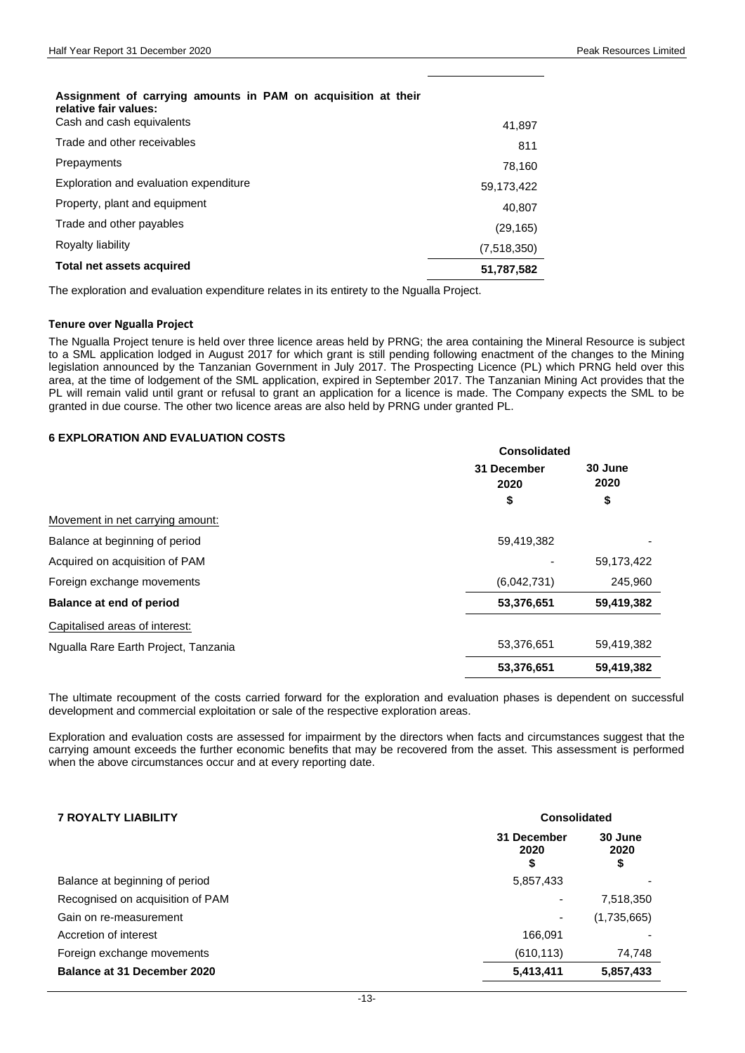| Assignment of carrying amounts in PAM on acquisition at their relative fair values: | |
|---|---|
| Cash and cash equivalents | 41,897 |
| Trade and other receivables | 811 |
| Prepayments | 78,160 |
| Exploration and evaluation expenditure | 59,173,422 |
| Property, plant and equipment | 40,807 |
| Trade and other payables | (29,165) |
| Royalty liability | (7,518,350) |
| **Total net assets acquired** | **51,787,582** |

The exploration and evaluation expenditure relates in its entirety to the Ngualla Project.

**Tenure over Ngualla Project**

The Ngualla Project tenure is held over three licence areas held by PRNG; the area containing the Mineral Resource is subject to a SML application lodged in August 2017 for which grant is still pending following enactment of the changes to the Mining legislation announced by the Tanzanian Government in July 2017. The Prospecting Licence (PL) which PRNG held over this area, at the time of lodgement of the SML application, expired in September 2017. The Tanzanian Mining Act provides that the PL will remain valid until grant or refusal to grant an application for a licence is made. The Company expects the SML to be granted in due course. The other two licence areas are also held by PRNG under granted PL.

## 6 EXPLORATION AND EVALUATION COSTS

| | Consolidated | |
|---|---|---|
| | 31 December 2020 | 30 June 2020 |
| | $ | $ |
| Movement in net carrying amount: | | |
| Balance at beginning of period | 59,419,382 | - |
| Acquired on acquisition of PAM | - | 59,173,422 |
| Foreign exchange movements | (6,042,731) | 245,960 |
| **Balance at end of period** | **53,376,651** | **59,419,382** |
| Capitalised areas of interest: | | |
| Ngualla Rare Earth Project, Tanzania | 53,376,651 | 59,419,382 |
| | **53,376,651** | **59,419,382** |

The ultimate recoupment of the costs carried forward for the exploration and evaluation phases is dependent on successful development and commercial exploitation or sale of the respective exploration areas.

Exploration and evaluation costs are assessed for impairment by the directors when facts and circumstances suggest that the carrying amount exceeds the further economic benefits that may be recovered from the asset. This assessment is performed when the above circumstances occur and at every reporting date.

## 7 ROYALTY LIABILITY

| | Consolidated | |
|---|---|---|
| | 31 December 2020 $ | 30 June 2020 $ |
| Balance at beginning of period | 5,857,433 | - |
| Recognised on acquisition of PAM | - | 7,518,350 |
| Gain on re-measurement | - | (1,735,665) |
| Accretion of interest | 166,091 | - |
| Foreign exchange movements | (610,113) | 74,748 |
| **Balance at 31 December 2020** | **5,413,411** | **5,857,433** |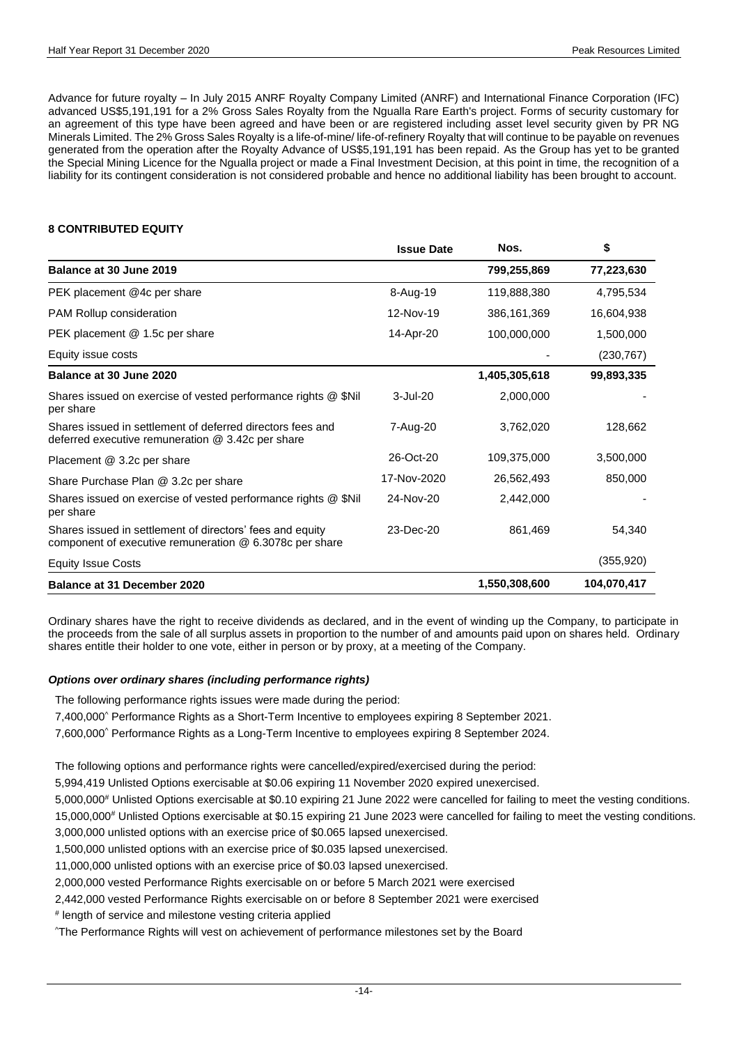Advance for future royalty – In July 2015 ANRF Royalty Company Limited (ANRF) and International Finance Corporation (IFC) advanced US$5,191,191 for a 2% Gross Sales Royalty from the Ngualla Rare Earth's project. Forms of security customary for an agreement of this type have been agreed and have been or are registered including asset level security given by PR NG Minerals Limited. The 2% Gross Sales Royalty is a life-of-mine/ life-of-refinery Royalty that will continue to be payable on revenues generated from the operation after the Royalty Advance of US$5,191,191 has been repaid. As the Group has yet to be granted the Special Mining Licence for the Ngualla project or made a Final Investment Decision, at this point in time, the recognition of a liability for its contingent consideration is not considered probable and hence no additional liability has been brought to account.

## 8 CONTRIBUTED EQUITY

| | Issue Date | Nos. | $ |
|---|---|---|---|
| **Balance at 30 June 2019** | | **799,255,869** | **77,223,630** |
| PEK placement @4c per share | 8-Aug-19 | 119,888,380 | 4,795,534 |
| PAM Rollup consideration | 12-Nov-19 | 386,161,369 | 16,604,938 |
| PEK placement @ 1.5c per share | 14-Apr-20 | 100,000,000 | 1,500,000 |
| Equity issue costs | | - | (230,767) |
| **Balance at 30 June 2020** | | **1,405,305,618** | **99,893,335** |
| Shares issued on exercise of vested performance rights @ $Nil per share | 3-Jul-20 | 2,000,000 | - |
| Shares issued in settlement of deferred directors fees and deferred executive remuneration @ 3.42c per share | 7-Aug-20 | 3,762,020 | 128,662 |
| Placement @ 3.2c per share | 26-Oct-20 | 109,375,000 | 3,500,000 |
| Share Purchase Plan @ 3.2c per share | 17-Nov-2020 | 26,562,493 | 850,000 |
| Shares issued on exercise of vested performance rights @ $Nil per share | 24-Nov-20 | 2,442,000 | - |
| Shares issued in settlement of directors' fees and equity component of executive remuneration @ 6.3078c per share | 23-Dec-20 | 861,469 | 54,340 |
| Equity Issue Costs | | | (355,920) |
| **Balance at 31 December 2020** | | **1,550,308,600** | **104,070,417** |

Ordinary shares have the right to receive dividends as declared, and in the event of winding up the Company, to participate in the proceeds from the sale of all surplus assets in proportion to the number of and amounts paid upon on shares held. Ordinary shares entitle their holder to one vote, either in person or by proxy, at a meeting of the Company.

### *Options over ordinary shares (including performance rights)*

The following performance rights issues were made during the period:

7,400,000^ Performance Rights as a Short-Term Incentive to employees expiring 8 September 2021.

7,600,000^ Performance Rights as a Long-Term Incentive to employees expiring 8 September 2024.

The following options and performance rights were cancelled/expired/exercised during the period:

5,994,419 Unlisted Options exercisable at $0.06 expiring 11 November 2020 expired unexercised.

5,000,000# Unlisted Options exercisable at $0.10 expiring 21 June 2022 were cancelled for failing to meet the vesting conditions.

15,000,000# Unlisted Options exercisable at $0.15 expiring 21 June 2023 were cancelled for failing to meet the vesting conditions.

3,000,000 unlisted options with an exercise price of $0.065 lapsed unexercised.

1,500,000 unlisted options with an exercise price of $0.035 lapsed unexercised.

11,000,000 unlisted options with an exercise price of $0.03 lapsed unexercised.

2,000,000 vested Performance Rights exercisable on or before 5 March 2021 were exercised

2,442,000 vested Performance Rights exercisable on or before 8 September 2021 were exercised

# length of service and milestone vesting criteria applied

^The Performance Rights will vest on achievement of performance milestones set by the Board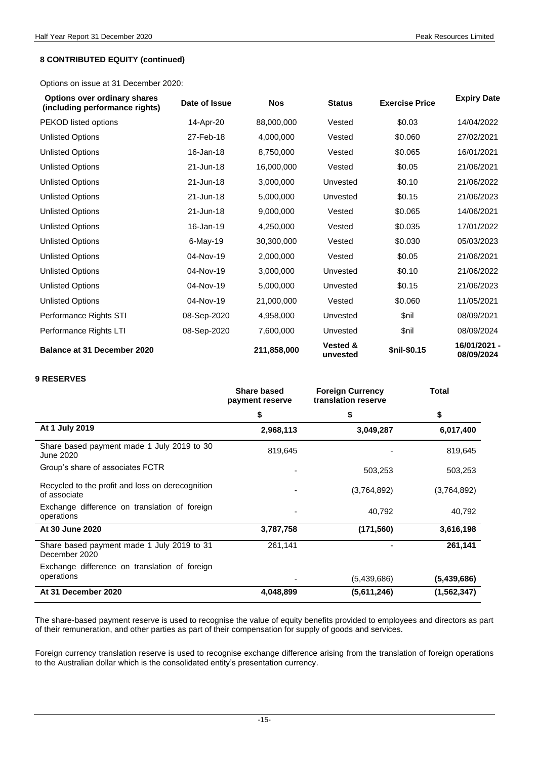### 8 CONTRIBUTED EQUITY (continued)

Options on issue at 31 December 2020:

| Options over ordinary shares (including performance rights) | Date of Issue | Nos | Status | Exercise Price | Expiry Date |
|---|---|---|---|---|---|
| PEKOD listed options | 14-Apr-20 | 88,000,000 | Vested | $0.03 | 14/04/2022 |
| Unlisted Options | 27-Feb-18 | 4,000,000 | Vested | $0.060 | 27/02/2021 |
| Unlisted Options | 16-Jan-18 | 8,750,000 | Vested | $0.065 | 16/01/2021 |
| Unlisted Options | 21-Jun-18 | 16,000,000 | Vested | $0.05 | 21/06/2021 |
| Unlisted Options | 21-Jun-18 | 3,000,000 | Unvested | $0.10 | 21/06/2022 |
| Unlisted Options | 21-Jun-18 | 5,000,000 | Unvested | $0.15 | 21/06/2023 |
| Unlisted Options | 21-Jun-18 | 9,000,000 | Vested | $0.065 | 14/06/2021 |
| Unlisted Options | 16-Jan-19 | 4,250,000 | Vested | $0.035 | 17/01/2022 |
| Unlisted Options | 6-May-19 | 30,300,000 | Vested | $0.030 | 05/03/2023 |
| Unlisted Options | 04-Nov-19 | 2,000,000 | Vested | $0.05 | 21/06/2021 |
| Unlisted Options | 04-Nov-19 | 3,000,000 | Unvested | $0.10 | 21/06/2022 |
| Unlisted Options | 04-Nov-19 | 5,000,000 | Unvested | $0.15 | 21/06/2023 |
| Unlisted Options | 04-Nov-19 | 21,000,000 | Vested | $0.060 | 11/05/2021 |
| Performance Rights STI | 08-Sep-2020 | 4,958,000 | Unvested | $nil | 08/09/2021 |
| Performance Rights LTI | 08-Sep-2020 | 7,600,000 | Unvested | $nil | 08/09/2024 |
| **Balance at 31 December 2020** | | **211,858,000** | **Vested & unvested** | **$nil-$0.15** | **16/01/2021 - 08/09/2024** |

### 9 RESERVES

| | Share based payment reserve | Foreign Currency translation reserve | Total |
|---|---|---|---|
| | $ | $ | $ |
| **At 1 July 2019** | **2,968,113** | **3,049,287** | **6,017,400** |
| Share based payment made 1 July 2019 to 30 June 2020 | 819,645 | - | 819,645 |
| Group's share of associates FCTR | - | 503,253 | 503,253 |
| Recycled to the profit and loss on derecognition of associate | - | (3,764,892) | (3,764,892) |
| Exchange difference on translation of foreign operations | - | 40,792 | 40,792 |
| **At 30 June 2020** | **3,787,758** | **(171,560)** | **3,616,198** |
| Share based payment made 1 July 2019 to 31 December 2020 | 261,141 | - | **261,141** |
| Exchange difference on translation of foreign operations | - | (5,439,686) | **(5,439,686)** |
| **At 31 December 2020** | **4,048,899** | **(5,611,246)** | **(1,562,347)** |

The share-based payment reserve is used to recognise the value of equity benefits provided to employees and directors as part of their remuneration, and other parties as part of their compensation for supply of goods and services.

Foreign currency translation reserve is used to recognise exchange difference arising from the translation of foreign operations to the Australian dollar which is the consolidated entity's presentation currency.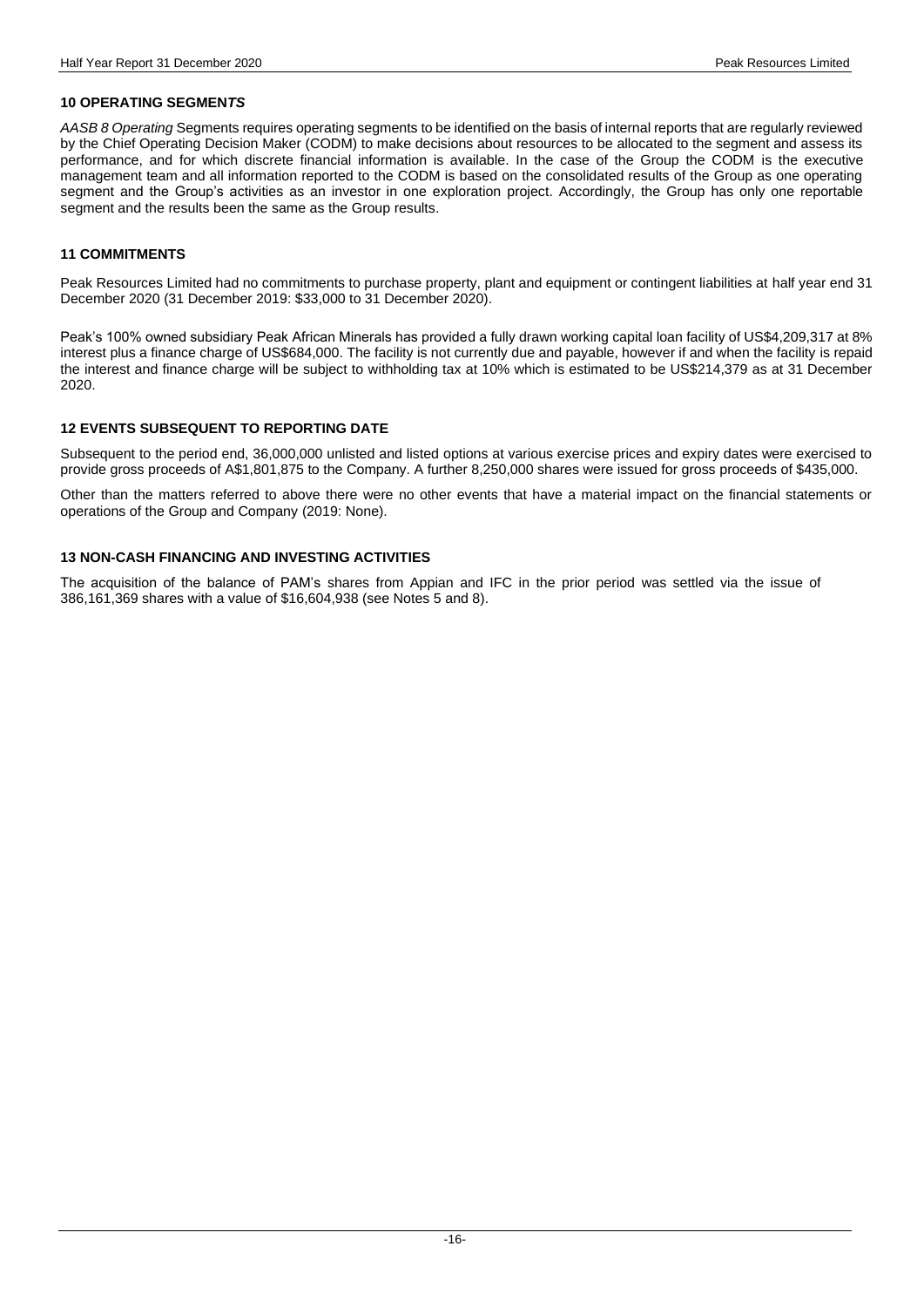## 10 OPERATING SEGMENT*S*

*AASB 8 Operating* Segments requires operating segments to be identified on the basis of internal reports that are regularly reviewed by the Chief Operating Decision Maker (CODM) to make decisions about resources to be allocated to the segment and assess its performance, and for which discrete financial information is available. In the case of the Group the CODM is the executive management team and all information reported to the CODM is based on the consolidated results of the Group as one operating segment and the Group's activities as an investor in one exploration project. Accordingly, the Group has only one reportable segment and the results been the same as the Group results.

## 11 COMMITMENTS

Peak Resources Limited had no commitments to purchase property, plant and equipment or contingent liabilities at half year end 31 December 2020 (31 December 2019: $33,000 to 31 December 2020).

Peak's 100% owned subsidiary Peak African Minerals has provided a fully drawn working capital loan facility of US$4,209,317 at 8% interest plus a finance charge of US$684,000. The facility is not currently due and payable, however if and when the facility is repaid the interest and finance charge will be subject to withholding tax at 10% which is estimated to be US$214,379 as at 31 December 2020.

## 12 EVENTS SUBSEQUENT TO REPORTING DATE

Subsequent to the period end, 36,000,000 unlisted and listed options at various exercise prices and expiry dates were exercised to provide gross proceeds of A$1,801,875 to the Company. A further 8,250,000 shares were issued for gross proceeds of $435,000.

Other than the matters referred to above there were no other events that have a material impact on the financial statements or operations of the Group and Company (2019: None).

## 13 NON-CASH FINANCING AND INVESTING ACTIVITIES

The acquisition of the balance of PAM's shares from Appian and IFC in the prior period was settled via the issue of 386,161,369 shares with a value of $16,604,938 (see Notes 5 and 8).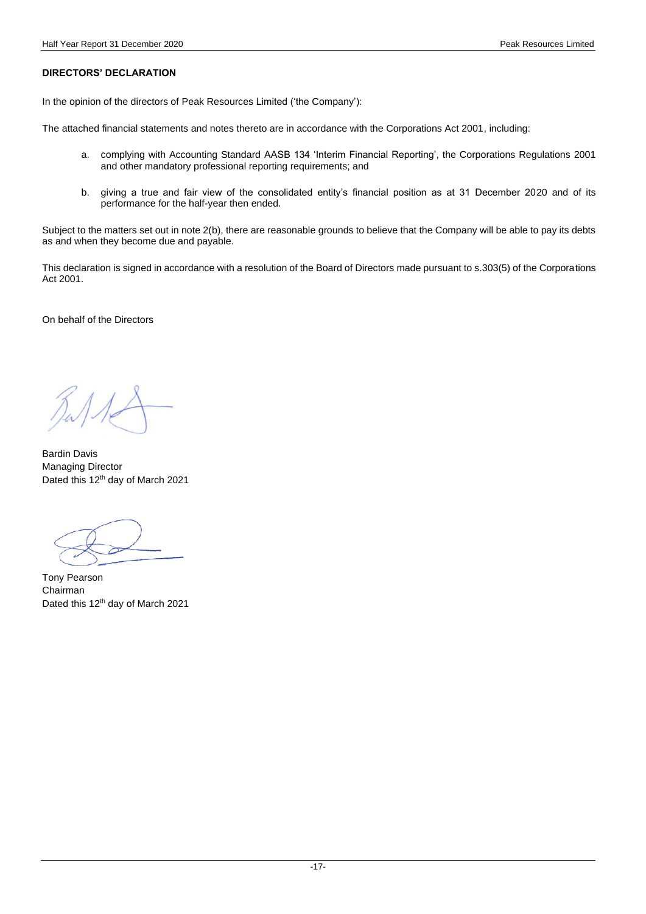**DIRECTORS' DECLARATION**

In the opinion of the directors of Peak Resources Limited ('the Company'):

The attached financial statements and notes thereto are in accordance with the Corporations Act 2001, including:

a. complying with Accounting Standard AASB 134 'Interim Financial Reporting', the Corporations Regulations 2001 and other mandatory professional reporting requirements; and

b. giving a true and fair view of the consolidated entity's financial position as at 31 December 2020 and of its performance for the half-year then ended.

Subject to the matters set out in note 2(b), there are reasonable grounds to believe that the Company will be able to pay its debts as and when they become due and payable.

This declaration is signed in accordance with a resolution of the Board of Directors made pursuant to s.303(5) of the Corporations Act 2001.

On behalf of the Directors

Bardin Davis
Managing Director
Dated this 12th day of March 2021

Tony Pearson
Chairman
Dated this 12th day of March 2021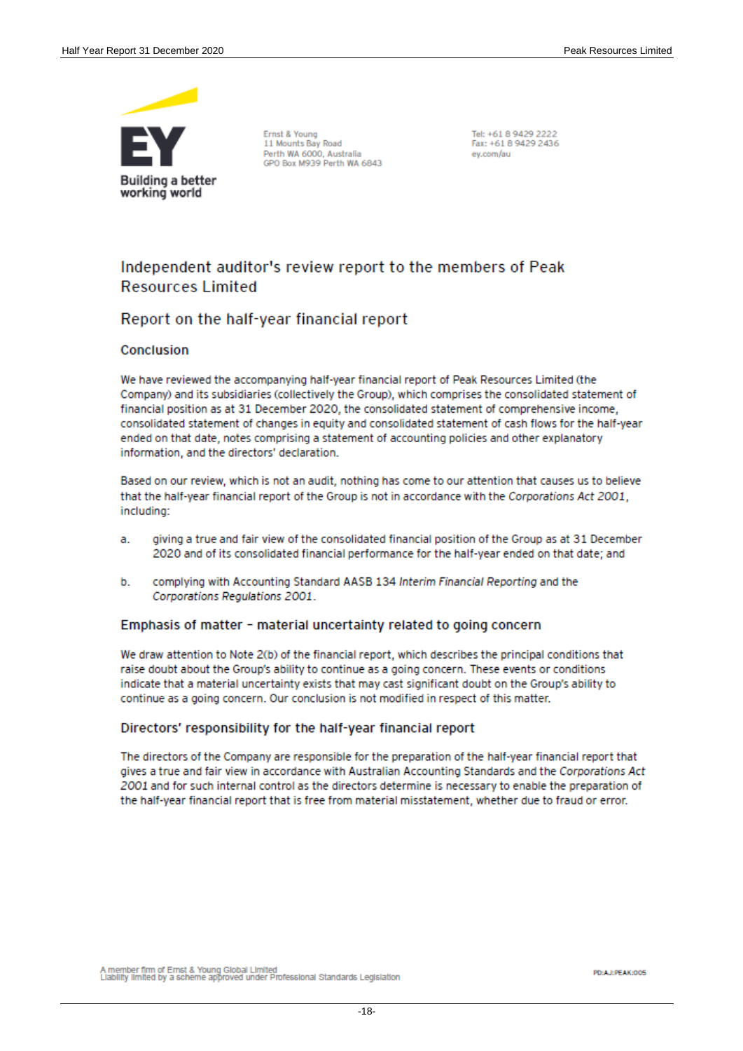Building a better working world

Ernst & Young
11 Mounts Bay Road
Perth WA 6000, Australia
GPO Box M939 Perth WA 6843

Tel: +61 8 9429 2222
Fax: +61 8 9429 2436
ey.com/au

# Independent auditor's review report to the members of Peak Resources Limited

## Report on the half-year financial report

### Conclusion

We have reviewed the accompanying half-year financial report of Peak Resources Limited (the Company) and its subsidiaries (collectively the Group), which comprises the consolidated statement of financial position as at 31 December 2020, the consolidated statement of comprehensive income, consolidated statement of changes in equity and consolidated statement of cash flows for the half-year ended on that date, notes comprising a statement of accounting policies and other explanatory information, and the directors' declaration.

Based on our review, which is not an audit, nothing has come to our attention that causes us to believe that the half-year financial report of the Group is not in accordance with the *Corporations Act 2001*, including:

a. giving a true and fair view of the consolidated financial position of the Group as at 31 December 2020 and of its consolidated financial performance for the half-year ended on that date; and

b. complying with Accounting Standard AASB 134 *Interim Financial Reporting* and the *Corporations Regulations 2001*.

### Emphasis of matter – material uncertainty related to going concern

We draw attention to Note 2(b) of the financial report, which describes the principal conditions that raise doubt about the Group's ability to continue as a going concern. These events or conditions indicate that a material uncertainty exists that may cast significant doubt on the Group's ability to continue as a going concern. Our conclusion is not modified in respect of this matter.

### Directors' responsibility for the half-year financial report

The directors of the Company are responsible for the preparation of the half-year financial report that gives a true and fair view in accordance with Australian Accounting Standards and the *Corporations Act 2001* and for such internal control as the directors determine is necessary to enable the preparation of the half-year financial report that is free from material misstatement, whether due to fraud or error.

A member firm of Ernst & Young Global Limited
Liability limited by a scheme approved under Professional Standards Legislation

PD:AJ:PEAK:005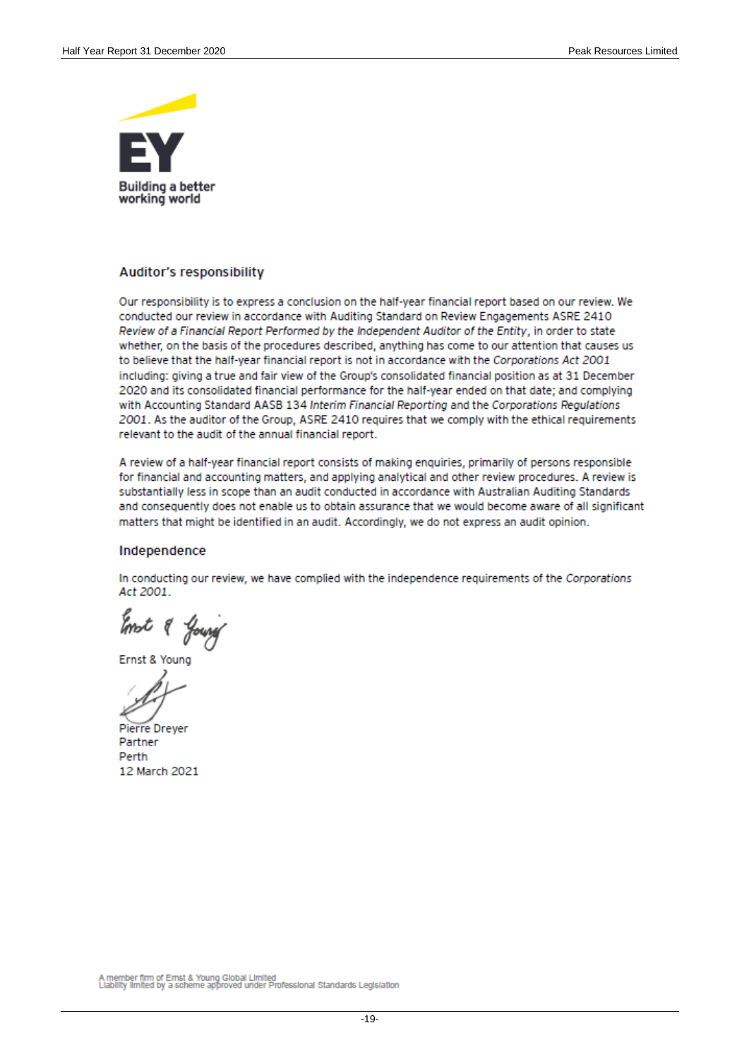## Auditor's responsibility

Our responsibility is to express a conclusion on the half-year financial report based on our review. We conducted our review in accordance with Auditing Standard on Review Engagements ASRE 2410 *Review of a Financial Report Performed by the Independent Auditor of the Entity*, in order to state whether, on the basis of the procedures described, anything has come to our attention that causes us to believe that the half-year financial report is not in accordance with the *Corporations Act 2001* including: giving a true and fair view of the Group's consolidated financial position as at 31 December 2020 and its consolidated financial performance for the half-year ended on that date; and complying with Accounting Standard AASB 134 *Interim Financial Reporting* and the *Corporations Regulations 2001*. As the auditor of the Group, ASRE 2410 requires that we comply with the ethical requirements relevant to the audit of the annual financial report.

A review of a half-year financial report consists of making enquiries, primarily of persons responsible for financial and accounting matters, and applying analytical and other review procedures. A review is substantially less in scope than an audit conducted in accordance with Australian Auditing Standards and consequently does not enable us to obtain assurance that we would become aware of all significant matters that might be identified in an audit. Accordingly, we do not express an audit opinion.

## Independence

In conducting our review, we have complied with the independence requirements of the *Corporations Act 2001*.

Ernst & Young

Pierre Dreyer
Partner
Perth
12 March 2021

A member firm of Ernst & Young Global Limited
Liability limited by a scheme approved under Professional Standards Legislation